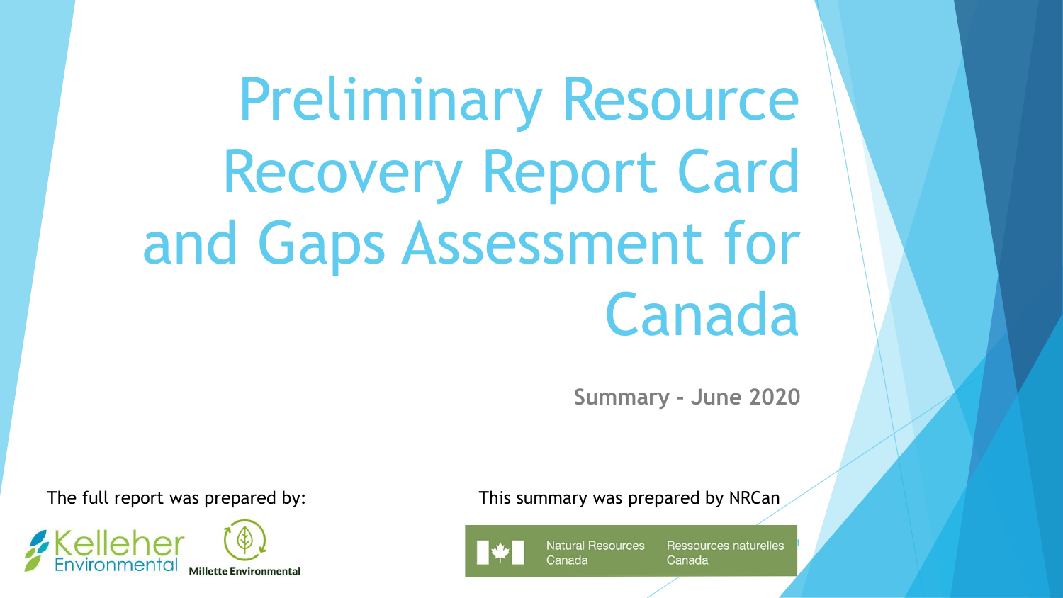# Preliminary Resource Recovery Report Card and Gaps Assessment for Canada

**Summary - June 2020**

The full report was prepared by:

Kelleher Environmental

Millette Environmental

This summary was prepared by NRCan

Natural Resources Canada | Ressources naturelles Canada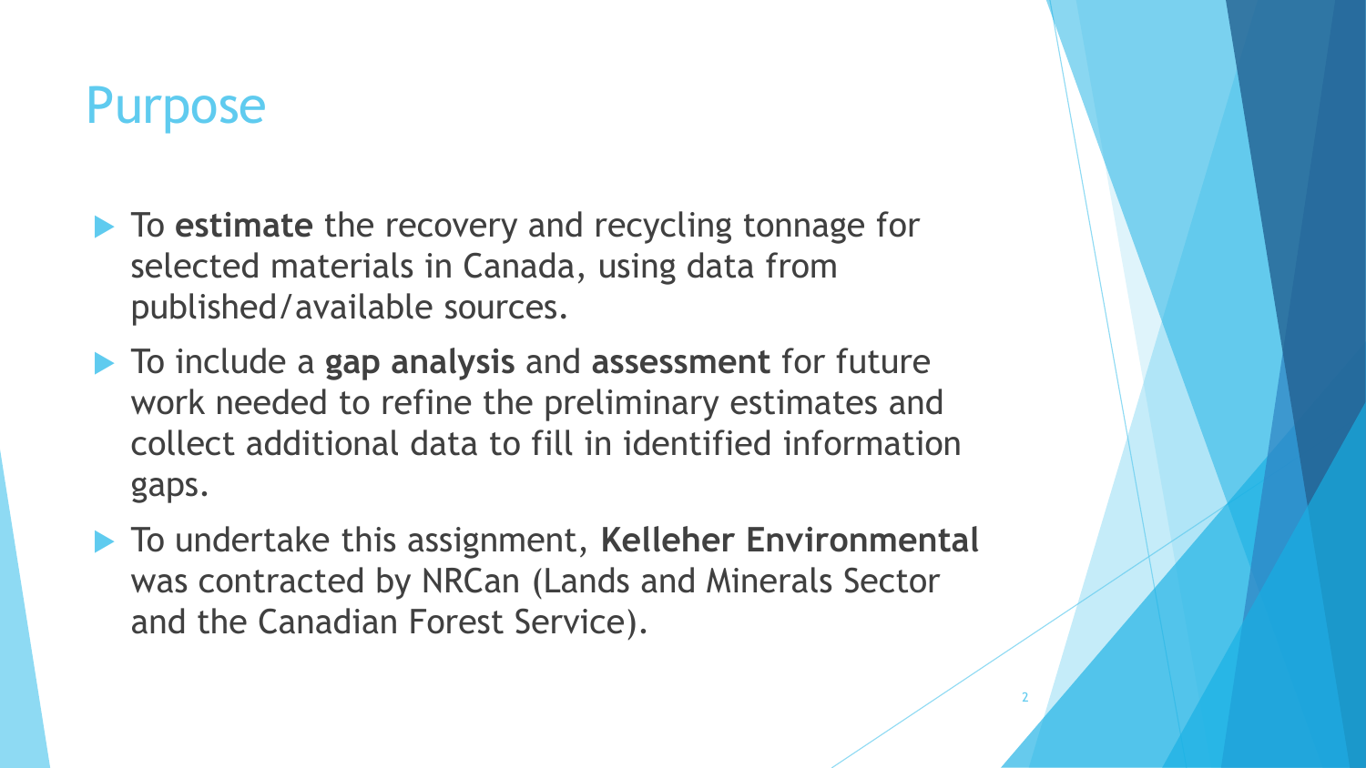# Purpose

- To **estimate** the recovery and recycling tonnage for selected materials in Canada, using data from published/available sources.
- To include a **gap analysis** and **assessment** for future work needed to refine the preliminary estimates and collect additional data to fill in identified information gaps.
- To undertake this assignment, **Kelleher Environmental** was contracted by NRCan (Lands and Minerals Sector and the Canadian Forest Service).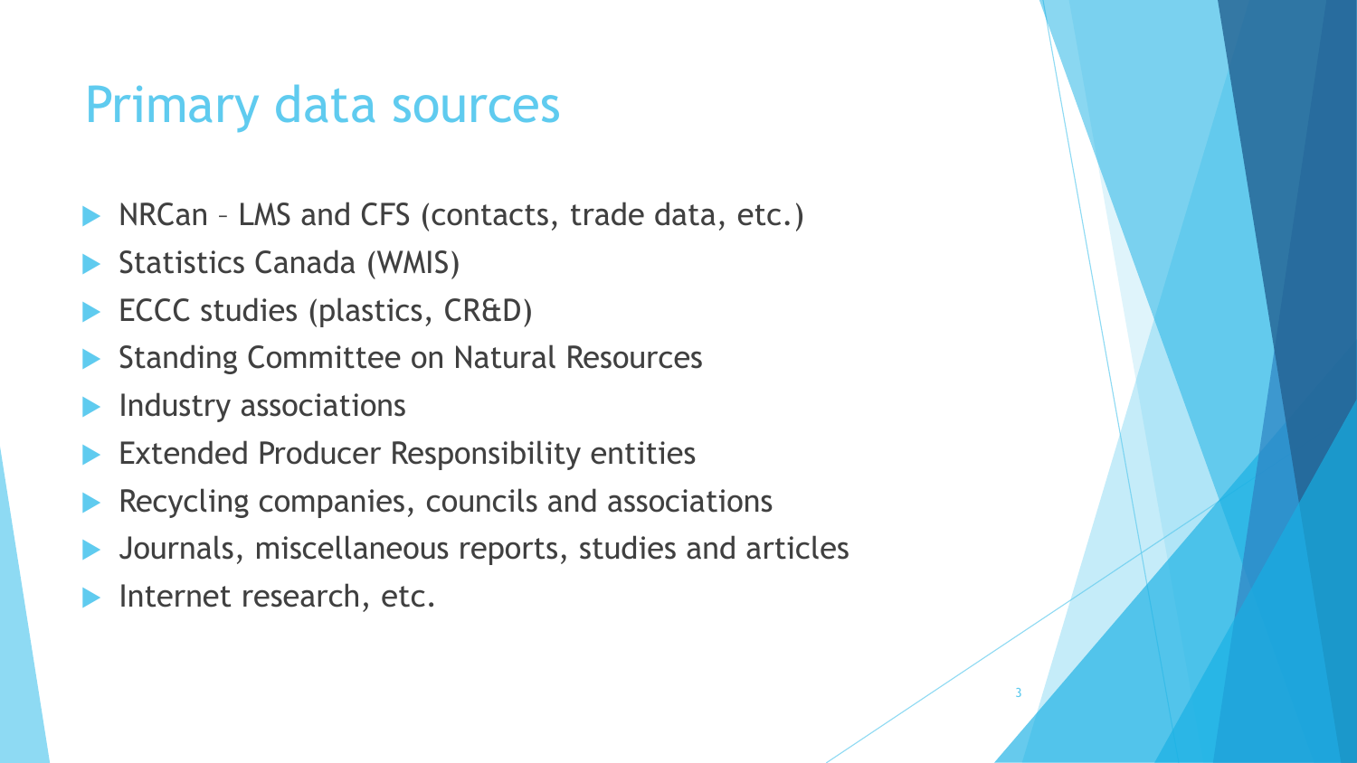# Primary data sources

- NRCan – LMS and CFS (contacts, trade data, etc.)
- Statistics Canada (WMIS)
- ECCC studies (plastics, CR&D)
- Standing Committee on Natural Resources
- Industry associations
- Extended Producer Responsibility entities
- Recycling companies, councils and associations
- Journals, miscellaneous reports, studies and articles
- Internet research, etc.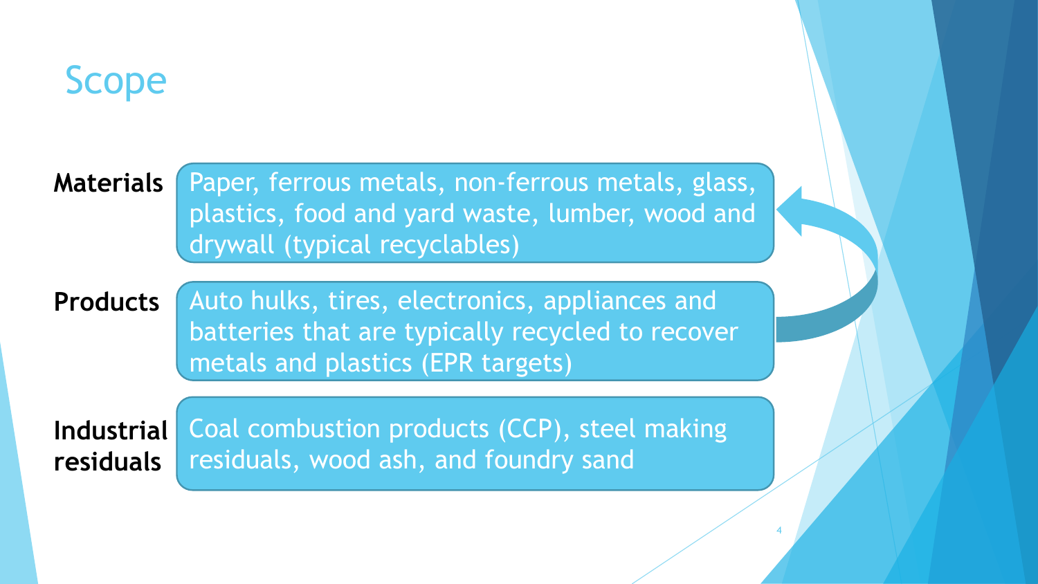# Scope

**Materials**

Paper, ferrous metals, non-ferrous metals, glass, plastics, food and yard waste, lumber, wood and drywall (typical recyclables)

**Products**

Auto hulks, tires, electronics, appliances and batteries that are typically recycled to recover metals and plastics (EPR targets)

**Industrial residuals**

Coal combustion products (CCP), steel making residuals, wood ash, and foundry sand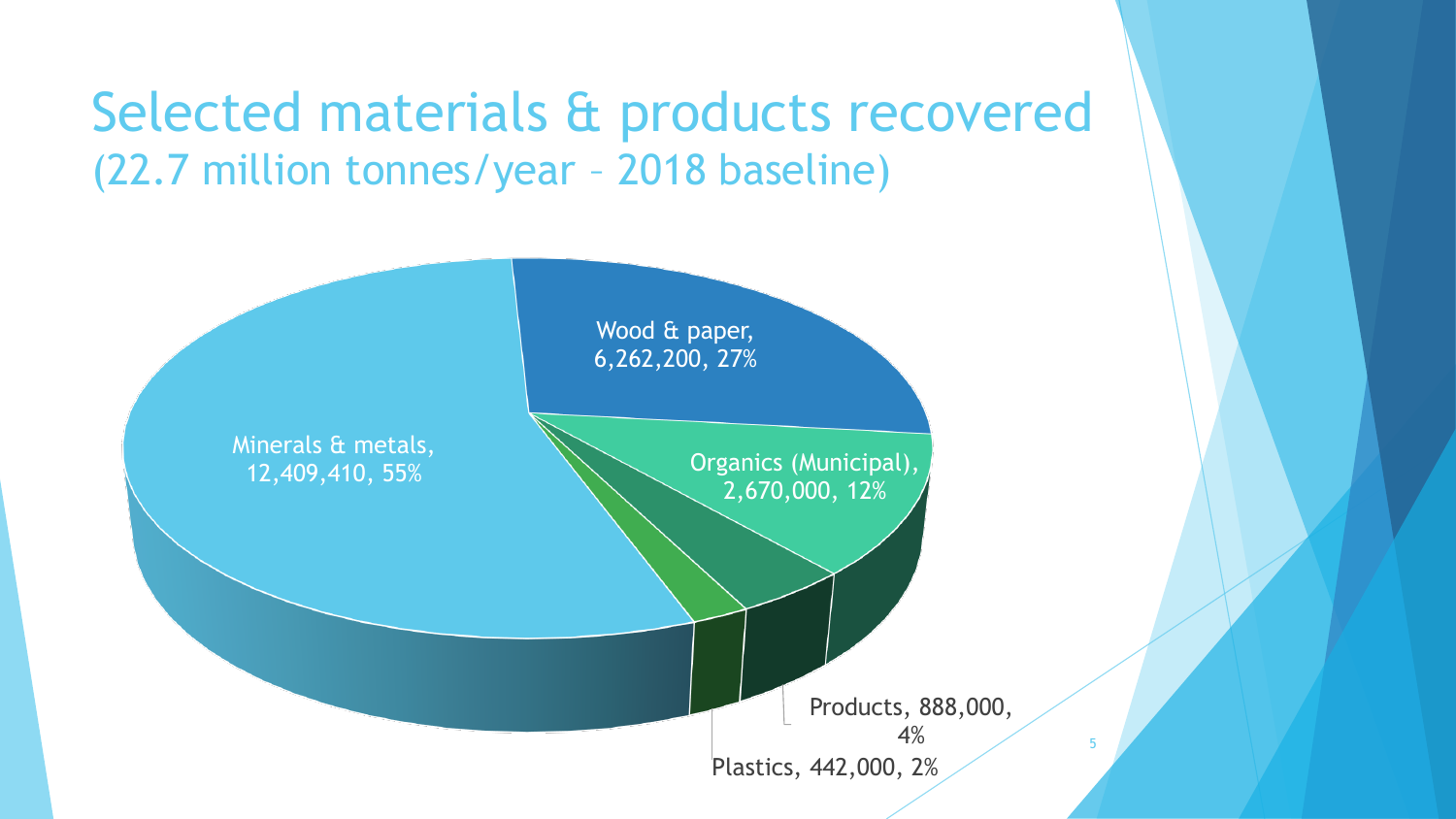# Selected materials & products recovered
## (22.7 million tonnes/year – 2018 baseline)

Wood & paper, 6,262,200, 27%

Minerals & metals, 12,409,410, 55%

Organics (Municipal), 2,670,000, 12%

Products, 888,000, 4%

Plastics, 442,000, 2%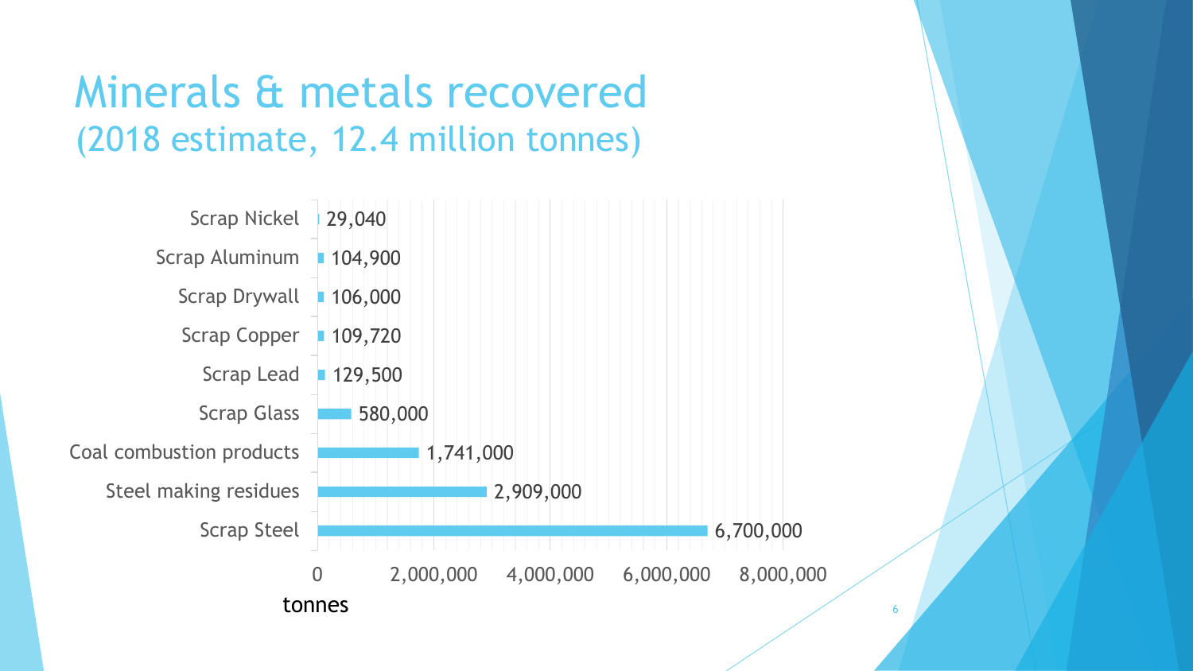# Minerals & metals recovered

## (2018 estimate, 12.4 million tonnes)

| Material | tonnes |
| --- | --- |
| Scrap Nickel | 29,040 |
| Scrap Aluminum | 104,900 |
| Scrap Drywall | 106,000 |
| Scrap Copper | 109,720 |
| Scrap Lead | 129,500 |
| Scrap Glass | 580,000 |
| Coal combustion products | 1,741,000 |
| Steel making residues | 2,909,000 |
| Scrap Steel | 6,700,000 |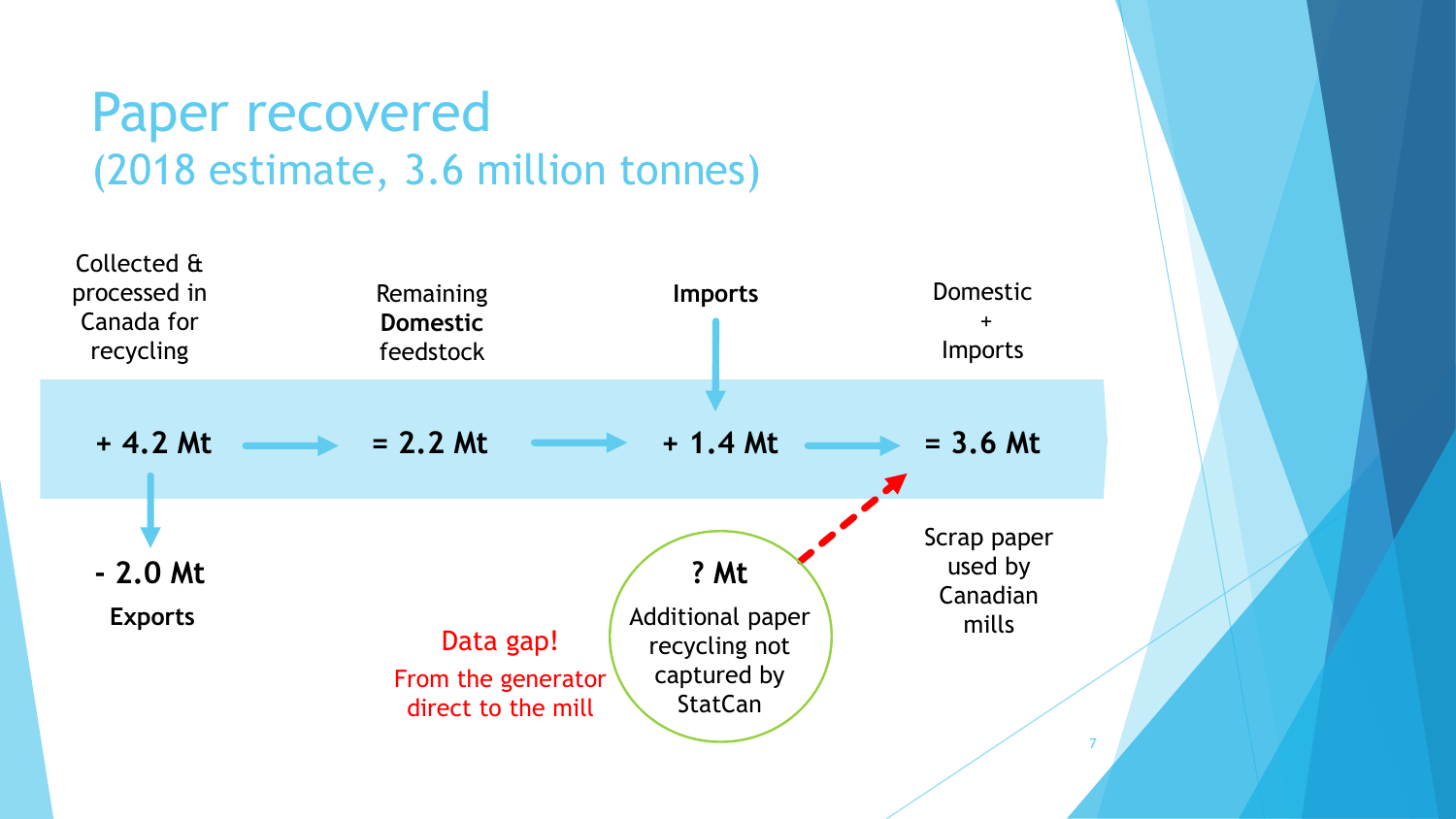# Paper recovered
## (2018 estimate, 3.6 million tonnes)

| Collected & processed in Canada for recycling | Remaining **Domestic** feedstock | **Imports** | Domestic + Imports |
|---|---|---|---|
| **+ 4.2 Mt** | **= 2.2 Mt** | **+ 1.4 Mt** | **= 3.6 Mt** |
| **- 2.0 Mt** **Exports** | | | Scrap paper used by Canadian mills |

Data gap!
From the generator direct to the mill

**? Mt**
Additional paper recycling not captured by StatCan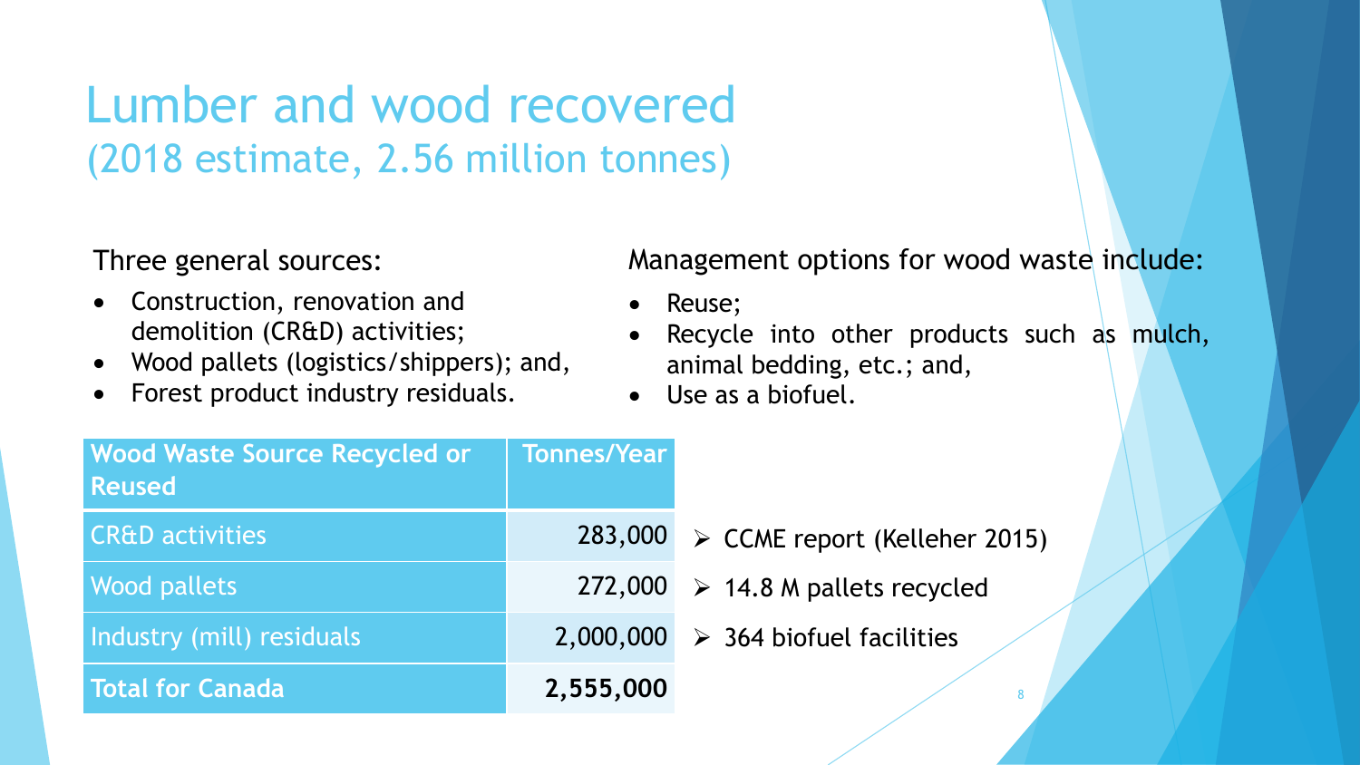# Lumber and wood recovered
## (2018 estimate, 2.56 million tonnes)

Three general sources:

- Construction, renovation and demolition (CR&D) activities;
- Wood pallets (logistics/shippers); and,
- Forest product industry residuals.

Management options for wood waste include:

- Reuse;
- Recycle into other products such as mulch, animal bedding, etc.; and,
- Use as a biofuel.

| Wood Waste Source Recycled or Reused | Tonnes/Year | |
|---|---|---|
| CR&D activities | 283,000 | ➢ CCME report (Kelleher 2015) |
| Wood pallets | 272,000 | ➢ 14.8 M pallets recycled |
| Industry (mill) residuals | 2,000,000 | ➢ 364 biofuel facilities |
| **Total for Canada** | **2,555,000** | |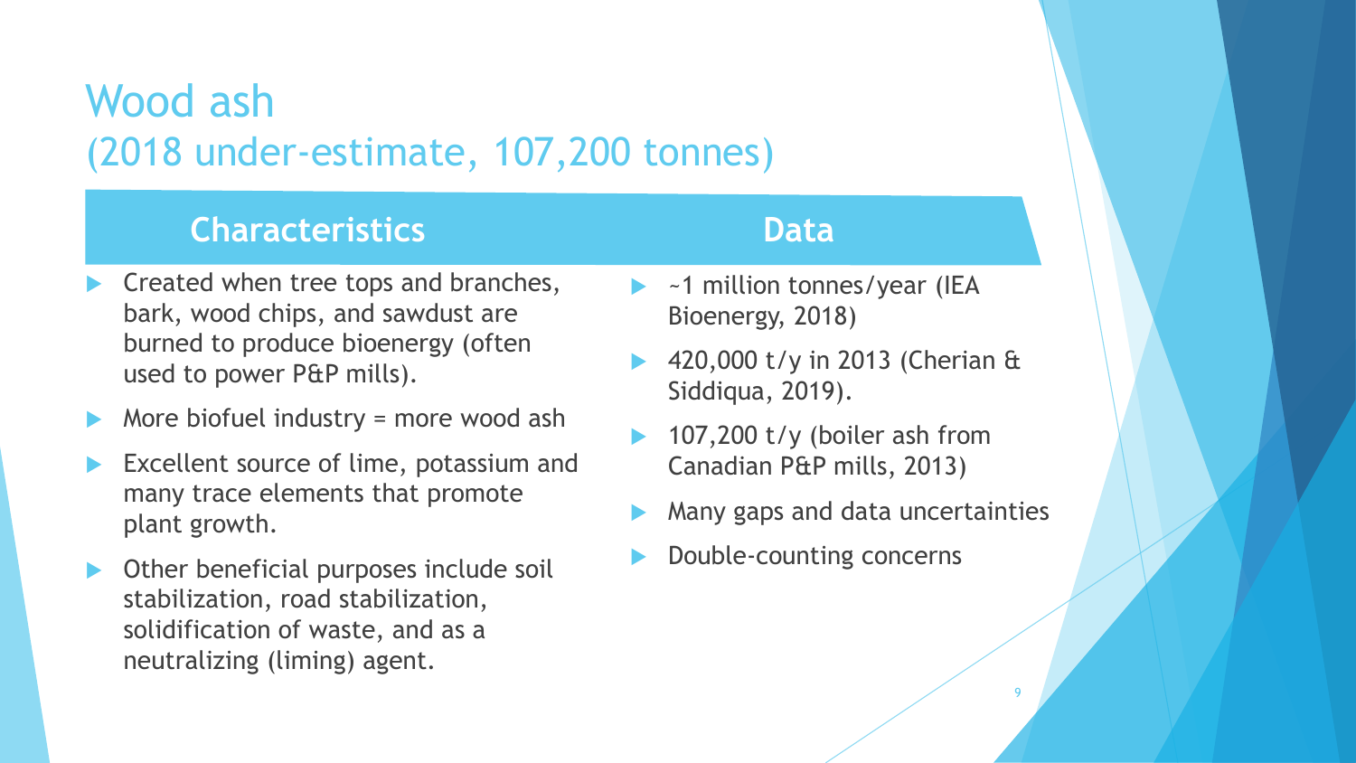# Wood ash
## (2018 under-estimate, 107,200 tonnes)

### Characteristics

- Created when tree tops and branches, bark, wood chips, and sawdust are burned to produce bioenergy (often used to power P&P mills).
- More biofuel industry = more wood ash
- Excellent source of lime, potassium and many trace elements that promote plant growth.
- Other beneficial purposes include soil stabilization, road stabilization, solidification of waste, and as a neutralizing (liming) agent.

### Data

- ~1 million tonnes/year (IEA Bioenergy, 2018)
- 420,000 t/y in 2013 (Cherian & Siddiqua, 2019).
- 107,200 t/y (boiler ash from Canadian P&P mills, 2013)
- Many gaps and data uncertainties
- Double-counting concerns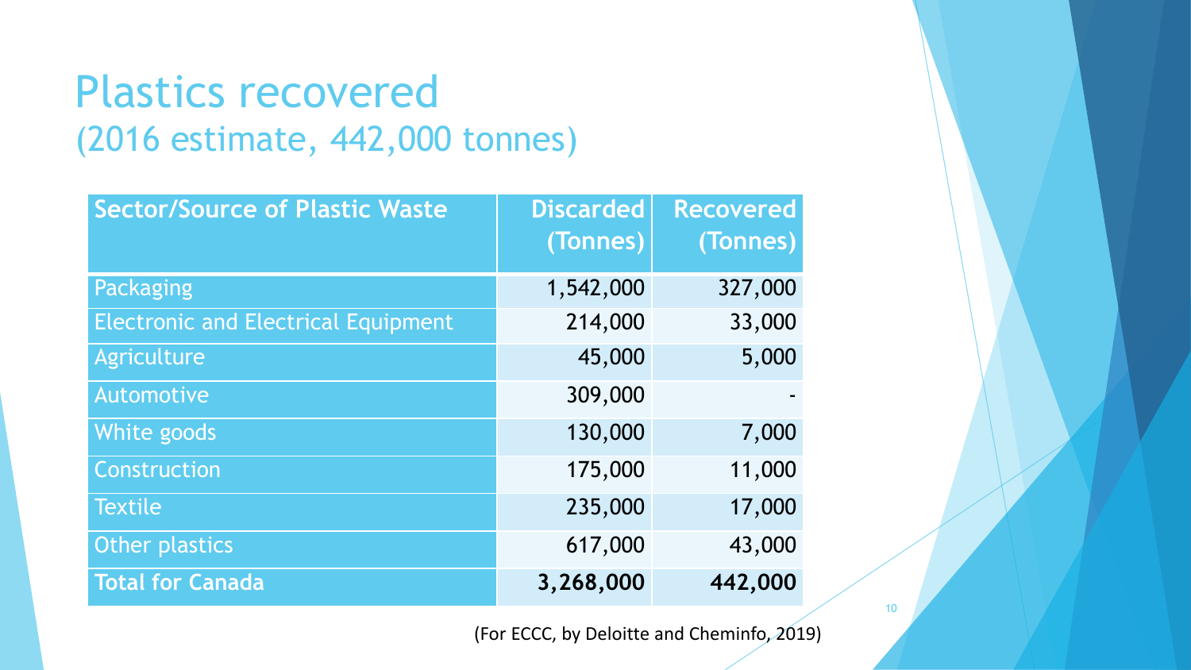# Plastics recovered
## (2016 estimate, 442,000 tonnes)

| Sector/Source of Plastic Waste | Discarded (Tonnes) | Recovered (Tonnes) |
|---|---|---|
| Packaging | 1,542,000 | 327,000 |
| Electronic and Electrical Equipment | 214,000 | 33,000 |
| Agriculture | 45,000 | 5,000 |
| Automotive | 309,000 | - |
| White goods | 130,000 | 7,000 |
| Construction | 175,000 | 11,000 |
| Textile | 235,000 | 17,000 |
| Other plastics | 617,000 | 43,000 |
| **Total for Canada** | **3,268,000** | **442,000** |

(For ECCC, by Deloitte and Cheminfo, 2019)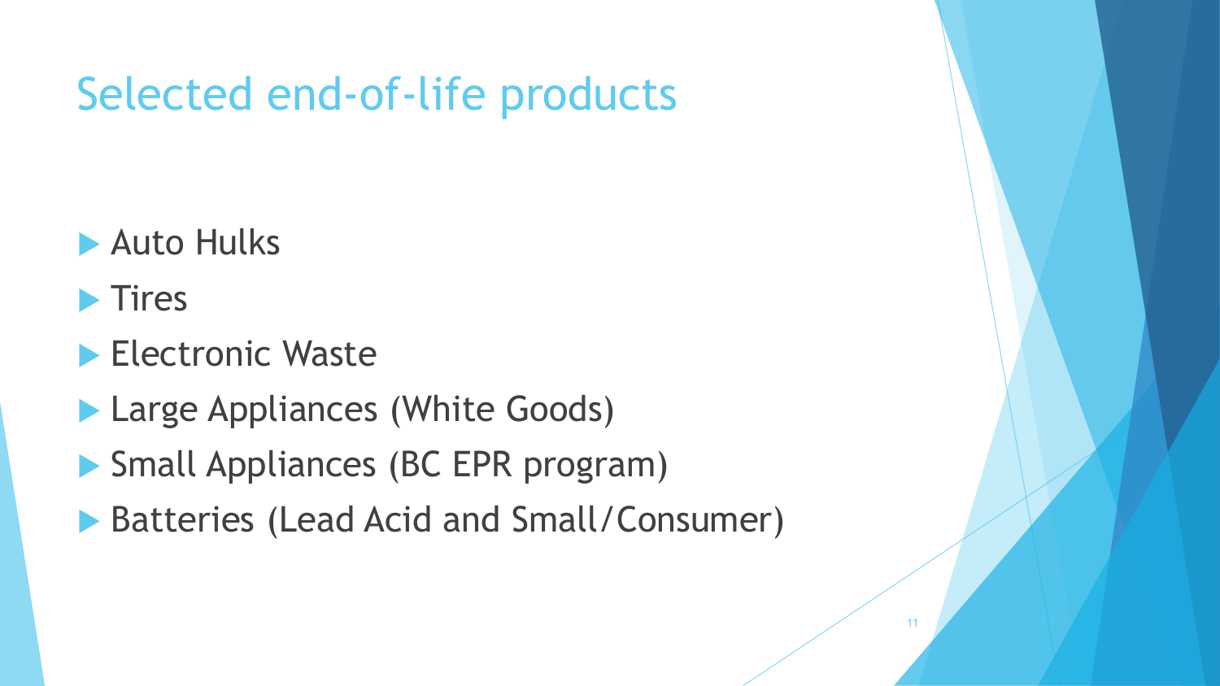# Selected end-of-life products

- Auto Hulks
- Tires
- Electronic Waste
- Large Appliances (White Goods)
- Small Appliances (BC EPR program)
- Batteries (Lead Acid and Small/Consumer)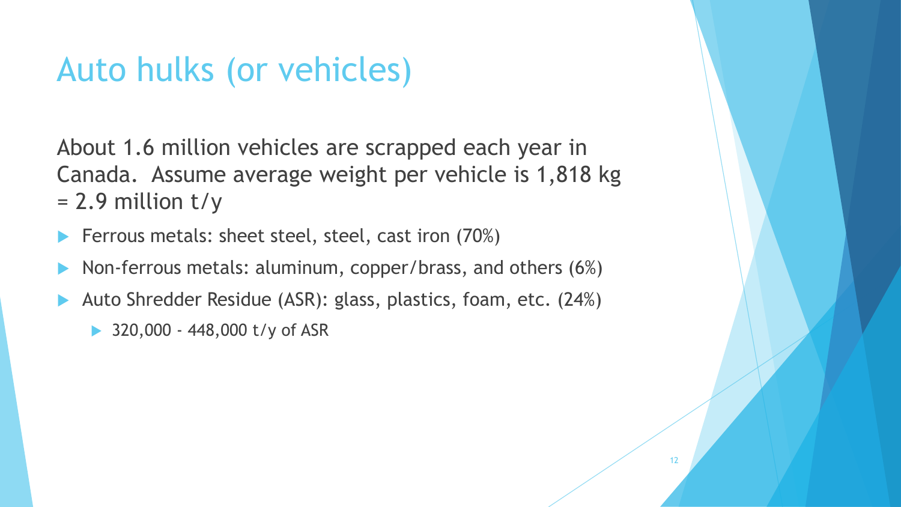# Auto hulks (or vehicles)

About 1.6 million vehicles are scrapped each year in Canada. Assume average weight per vehicle is 1,818 kg = 2.9 million t/y

- Ferrous metals: sheet steel, steel, cast iron (70%)
- Non-ferrous metals: aluminum, copper/brass, and others (6%)
- Auto Shredder Residue (ASR): glass, plastics, foam, etc. (24%)
  - 320,000 - 448,000 t/y of ASR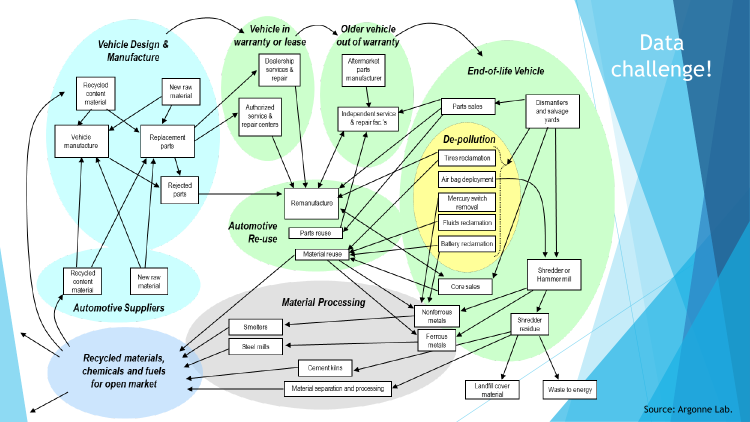# Data challenge!

Vehicle Design & Manufacture

- Recycled content material
- New raw material
- Vehicle manufacture
- Replacement parts
- Rejected parts

Vehicle in warranty or lease

- Dealership services & repair
- Authorized service & repair centers

Older vehicle out of warranty

- Aftermarket parts manufacturer
- Independent service & repair fac.'s

End-of-life Vehicle

- Parts sales
- Dismantlers and salvage yards
- Shredder or Hammer mill
- Shredder residue
- Landfill cover material
- Waste to energy

De-pollution

- Tires reclamation
- Air bag deployment
- Mercury switch removal
- Fluids reclamation
- Battery reclamation

Automotive Re-use

- Remanufacture
- Parts reuse
- Material reuse
- Core sales

Automotive Suppliers

- Recycled content material
- New raw material

Material Processing

- Nonferrous metals
- Ferrous metals
- Smelters
- Steel mills
- Cement kilns
- Material separation and processing

Recycled materials, chemicals and fuels for open market

Source: Argonne Lab.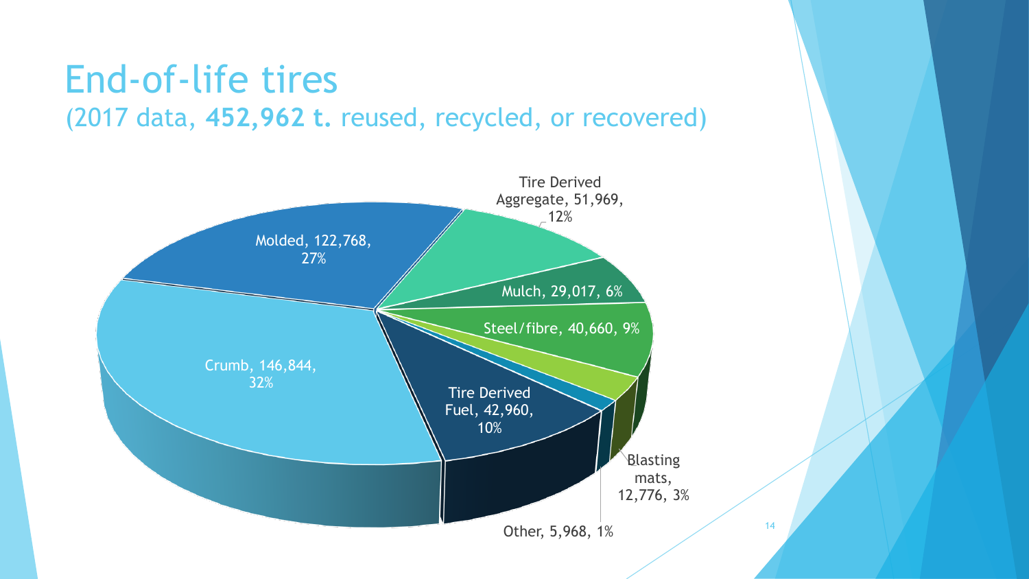# End-of-life tires

(2017 data, **452,962 t.** reused, recycled, or recovered)

| Category | Tonnes | Percentage |
| --- | --- | --- |
| Crumb | 146,844 | 32% |
| Molded | 122,768 | 27% |
| Tire Derived Aggregate | 51,969 | 12% |
| Mulch | 29,017 | 6% |
| Steel/fibre | 40,660 | 9% |
| Blasting mats | 12,776 | 3% |
| Other | 5,968 | 1% |
| Tire Derived Fuel | 42,960 | 10% |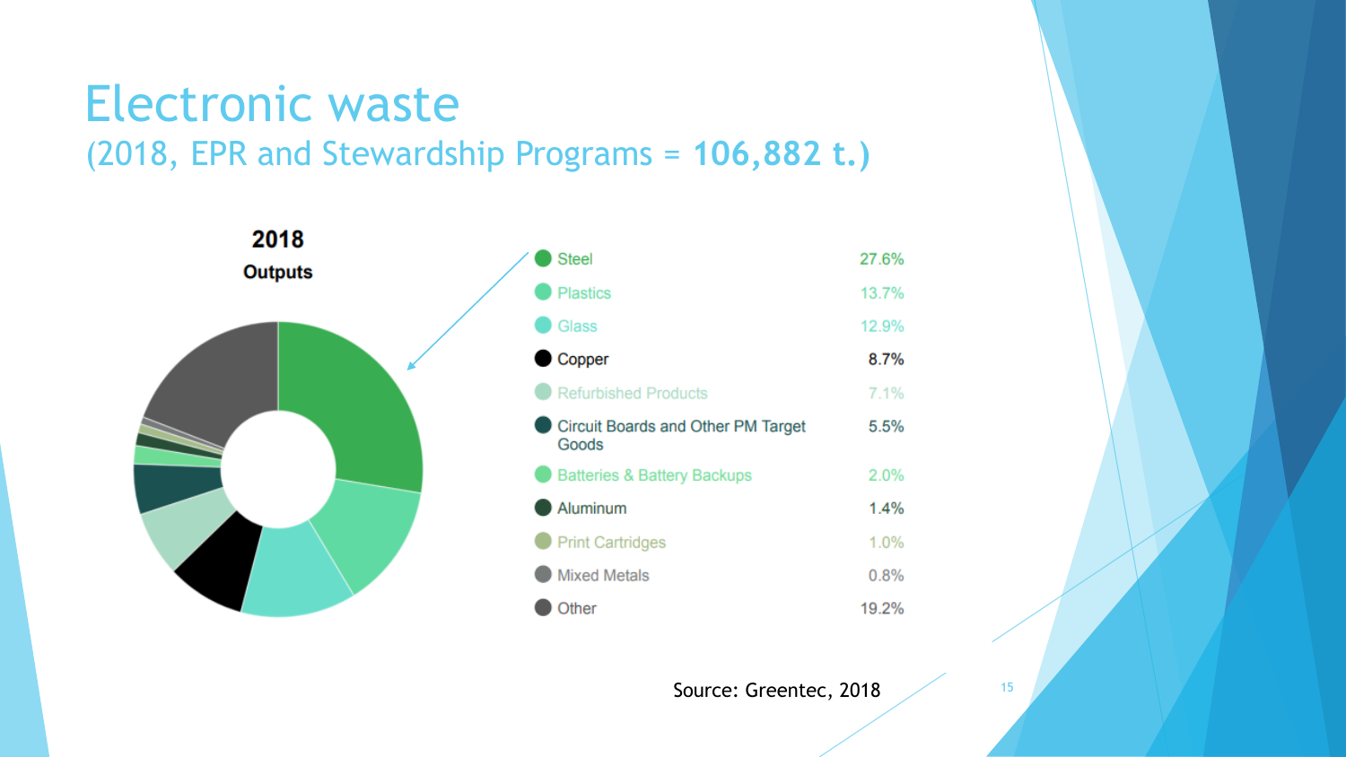# Electronic waste

## (2018, EPR and Stewardship Programs = **106,882 t.**)

**2018**
**Outputs**

| Material | Share |
|---|---|
| Steel | 27.6% |
| Plastics | 13.7% |
| Glass | 12.9% |
| Copper | 8.7% |
| Refurbished Products | 7.1% |
| Circuit Boards and Other PM Target Goods | 5.5% |
| Batteries & Battery Backups | 2.0% |
| Aluminum | 1.4% |
| Print Cartridges | 1.0% |
| Mixed Metals | 0.8% |
| Other | 19.2% |

Source: Greentec, 2018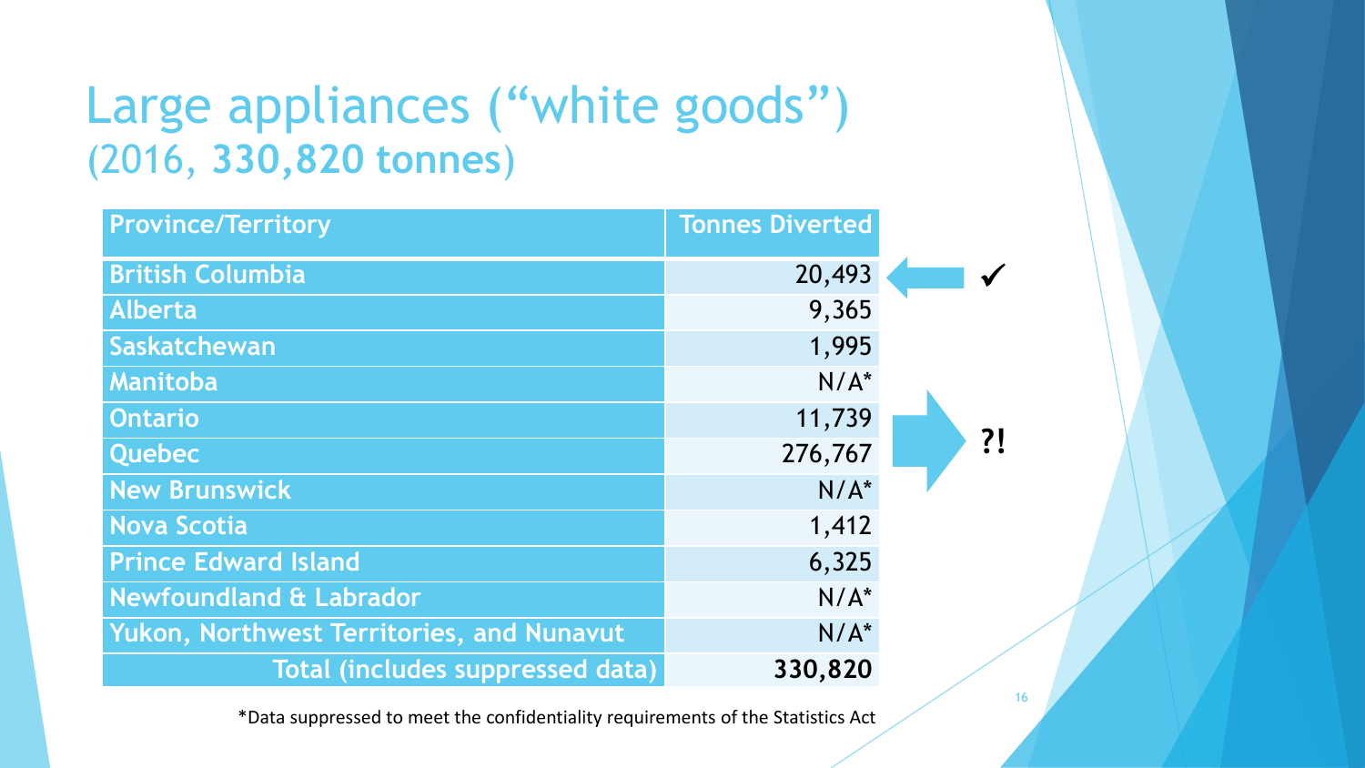# Large appliances (“white goods”)
## (2016, **330,820 tonnes**)

| Province/Territory | Tonnes Diverted |
|---|---|
| British Columbia | 20,493 |
| Alberta | 9,365 |
| Saskatchewan | 1,995 |
| Manitoba | N/A* |
| Ontario | 11,739 |
| Quebec | 276,767 |
| New Brunswick | N/A* |
| Nova Scotia | 1,412 |
| Prince Edward Island | 6,325 |
| Newfoundland & Labrador | N/A* |
| Yukon, Northwest Territories, and Nunavut | N/A* |
| Total (includes suppressed data) | **330,820** |

✓

?!

*Data suppressed to meet the confidentiality requirements of the Statistics Act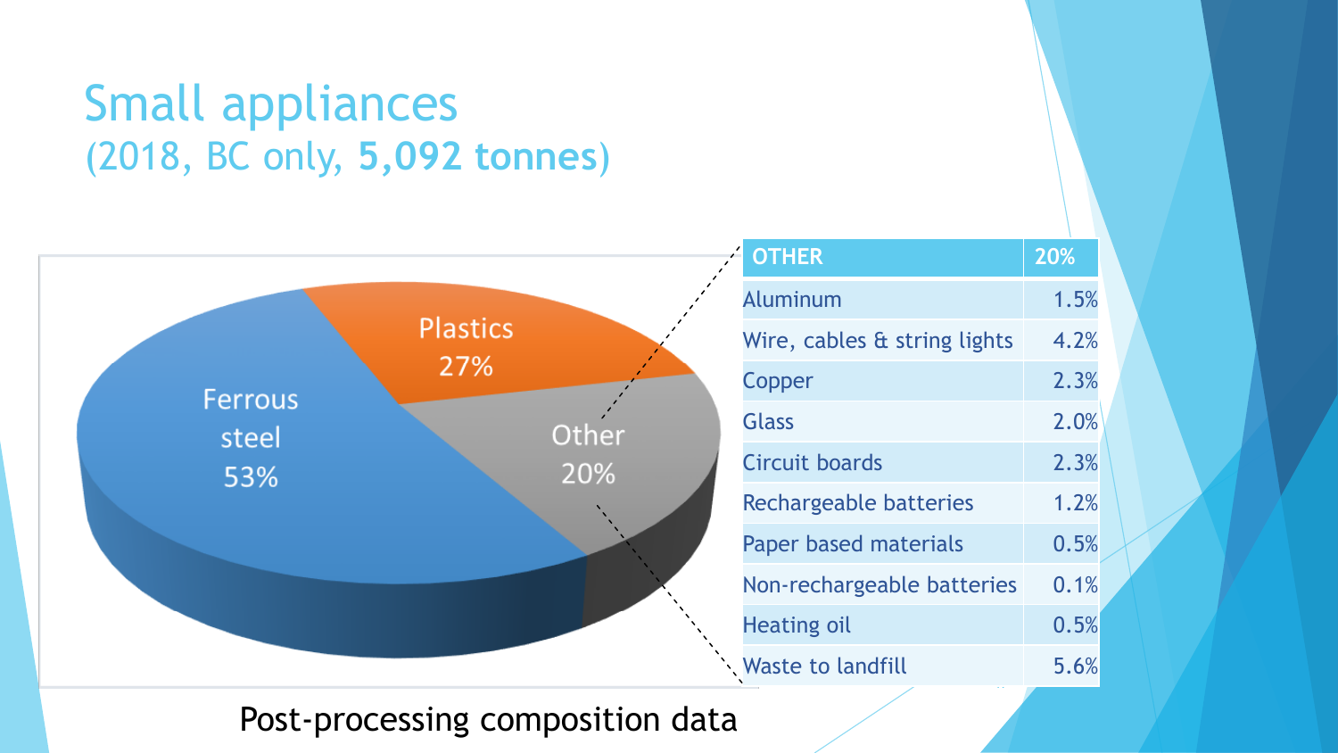# Small appliances
(2018, BC only, **5,092 tonnes**)

Ferrous steel 53%

Plastics 27%

Other 20%

| OTHER | 20% |
|---|---|
| Aluminum | 1.5% |
| Wire, cables & string lights | 4.2% |
| Copper | 2.3% |
| Glass | 2.0% |
| Circuit boards | 2.3% |
| Rechargeable batteries | 1.2% |
| Paper based materials | 0.5% |
| Non-rechargeable batteries | 0.1% |
| Heating oil | 0.5% |
| Waste to landfill | 5.6% |

Post-processing composition data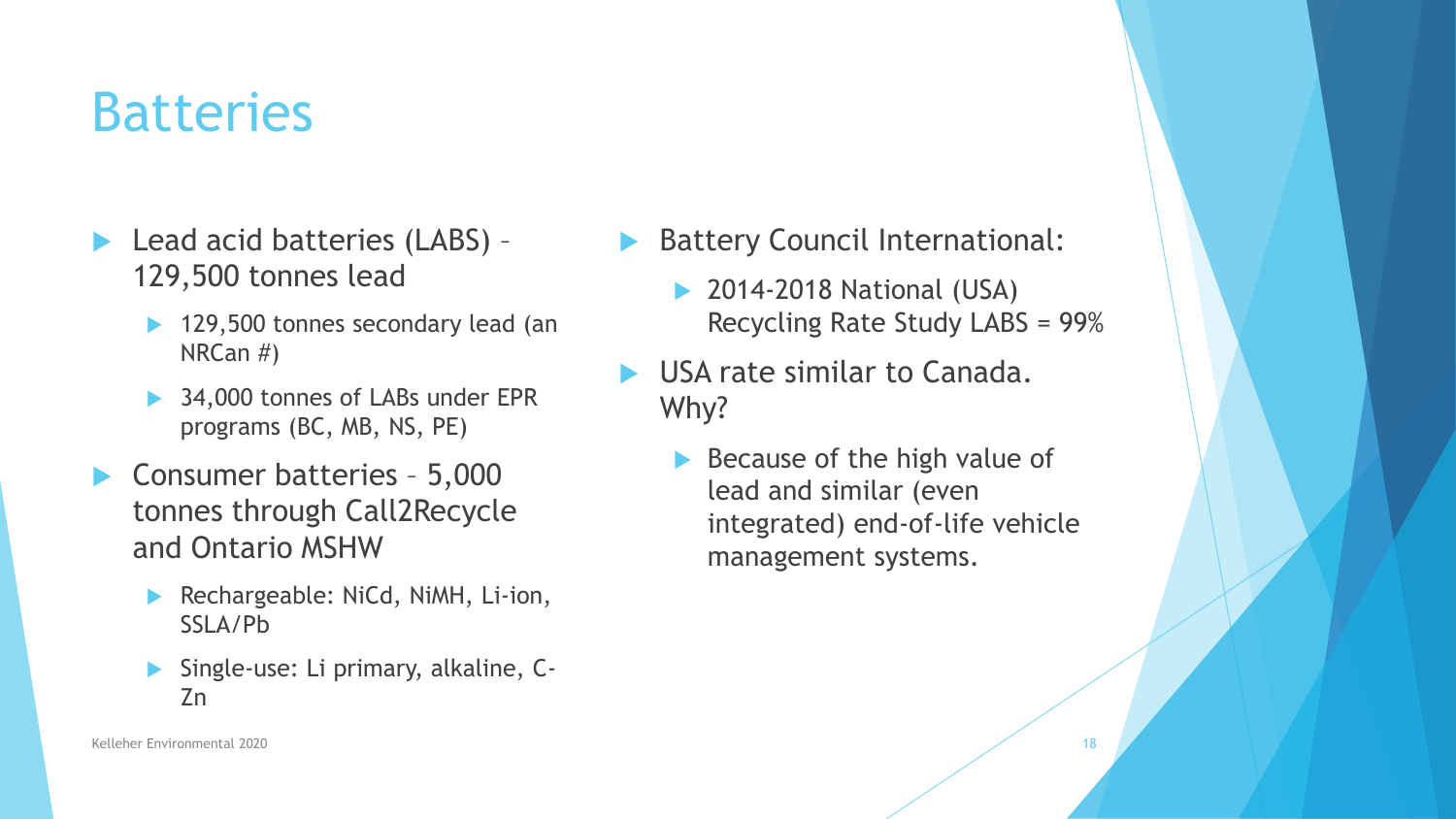# Batteries

- Lead acid batteries (LABS) – 129,500 tonnes lead
  - 129,500 tonnes secondary lead (an NRCan #)
  - 34,000 tonnes of LABs under EPR programs (BC, MB, NS, PE)
- Consumer batteries – 5,000 tonnes through Call2Recycle and Ontario MSHW
  - Rechargeable: NiCd, NiMH, Li-ion, SSLA/Pb
  - Single-use: Li primary, alkaline, C-Zn
- Battery Council International:
  - 2014-2018 National (USA) Recycling Rate Study LABS = 99%
- USA rate similar to Canada. Why?
  - Because of the high value of lead and similar (even integrated) end-of-life vehicle management systems.

Kelleher Environmental 2020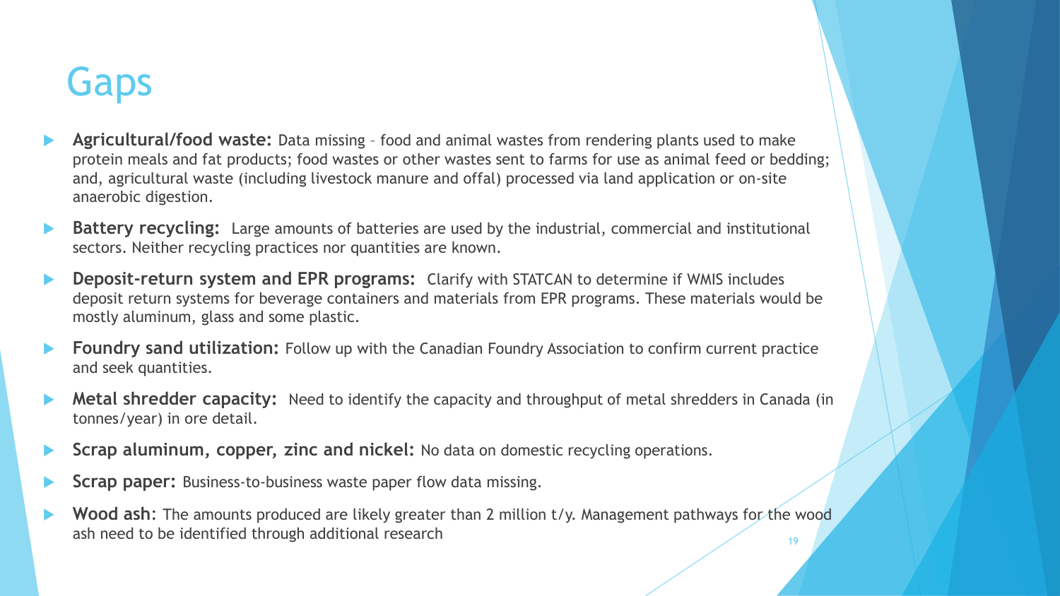# Gaps

- **Agricultural/food waste:** Data missing – food and animal wastes from rendering plants used to make protein meals and fat products; food wastes or other wastes sent to farms for use as animal feed or bedding; and, agricultural waste (including livestock manure and offal) processed via land application or on-site anaerobic digestion.
- **Battery recycling:** Large amounts of batteries are used by the industrial, commercial and institutional sectors. Neither recycling practices nor quantities are known.
- **Deposit-return system and EPR programs:** Clarify with STATCAN to determine if WMIS includes deposit return systems for beverage containers and materials from EPR programs. These materials would be mostly aluminum, glass and some plastic.
- **Foundry sand utilization:** Follow up with the Canadian Foundry Association to confirm current practice and seek quantities.
- **Metal shredder capacity:** Need to identify the capacity and throughput of metal shredders in Canada (in tonnes/year) in ore detail.
- **Scrap aluminum, copper, zinc and nickel:** No data on domestic recycling operations.
- **Scrap paper:** Business-to-business waste paper flow data missing.
- **Wood ash**: The amounts produced are likely greater than 2 million t/y. Management pathways for the wood ash need to be identified through additional research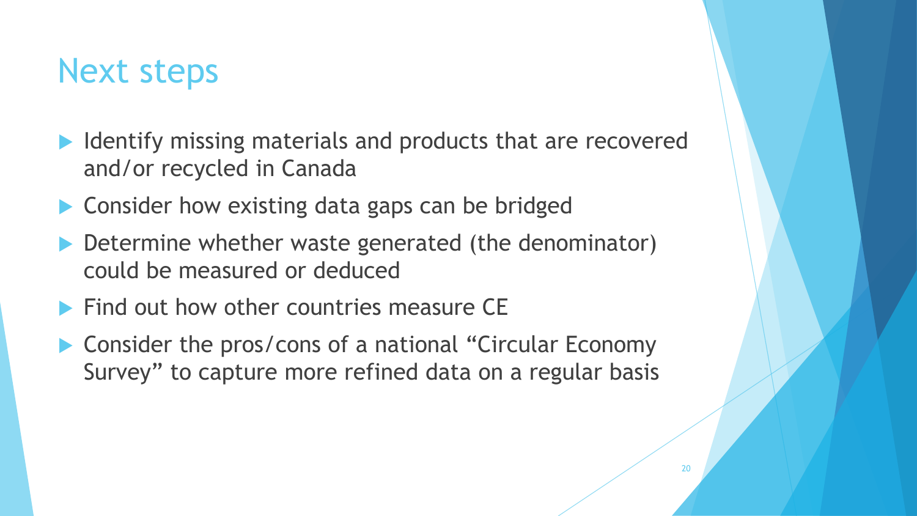# Next steps

- Identify missing materials and products that are recovered and/or recycled in Canada
- Consider how existing data gaps can be bridged
- Determine whether waste generated (the denominator) could be measured or deduced
- Find out how other countries measure CE
- Consider the pros/cons of a national “Circular Economy Survey” to capture more refined data on a regular basis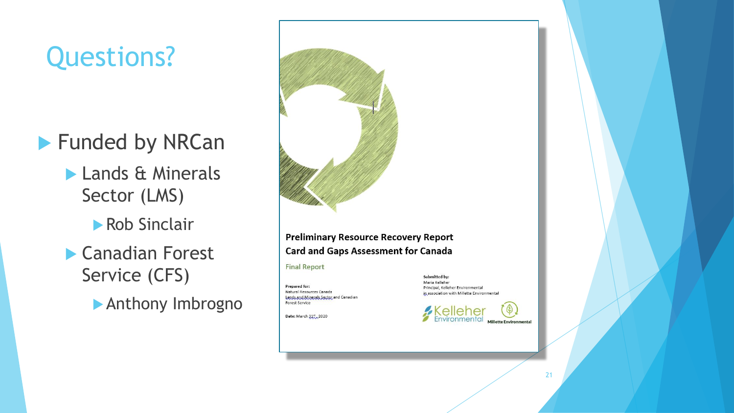# Questions?

- Funded by NRCan
  - Lands & Minerals Sector (LMS)
    - Rob Sinclair
  - Canadian Forest Service (CFS)
    - Anthony Imbrogno

**Preliminary Resource Recovery Report**
**Card and Gaps Assessment for Canada**

Final Report

**Prepared for:**
Natural Resources Canada
Lands and Minerals Sector and Canadian Forest Service

**Date:** March 31st, 2020

**Submitted by:**
Maria Kelleher
Principal, Kelleher Environmental
in association with Millette Environmental

Kelleher Environmental

Millette Environmental